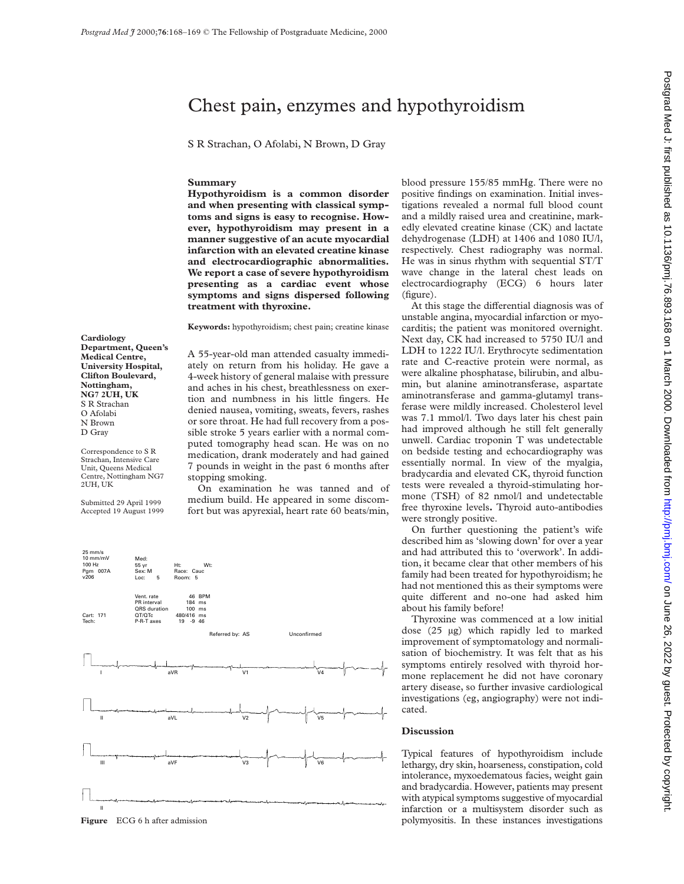# Chest pain, enzymes and hypothyroidism

S R Strachan, O Afolabi, N Brown, D Gray

**Cardiology Department, Queen's Medical Centre, University Hospital, Clifton Boulevard, Nottingham, NG7 2UH, UK**
S R Strachan
O Afolabi
N Brown
D Gray

Correspondence to S R Strachan, Intensive Care Unit, Queens Medical Centre, Nottingham NG7 2UH, UK

Submitted 29 April 1999
Accepted 19 August 1999

## Summary

**Hypothyroidism is a common disorder and when presenting with classical symptoms and signs is easy to recognise. However, hypothyroidism may present in a manner suggestive of an acute myocardial infarction with an elevated creatine kinase and electrocardiographic abnormalities. We report a case of severe hypothyroidism presenting as a cardiac event whose symptoms and signs dispersed following treatment with thyroxine.**

**Keywords:** hypothyroidism; chest pain; creatine kinase

A 55-year-old man attended casualty immediately on return from his holiday. He gave a 4-week history of general malaise with pressure and aches in his chest, breathlessness on exertion and numbness in his little fingers. He denied nausea, vomiting, sweats, fevers, rashes or sore throat. He had full recovery from a possible stroke 5 years earlier with a normal computed tomography head scan. He was on no medication, drank moderately and had gained 7 pounds in weight in the past 6 months after stopping smoking.

On examination he was tanned and of medium build. He appeared in some discomfort but was apyrexial, heart rate 60 beats/min, blood pressure 155/85 mmHg. There were no positive findings on examination. Initial investigations revealed a normal full blood count and a mildly raised urea and creatinine, markedly elevated creatine kinase (CK) and lactate dehydrogenase (LDH) at 1406 and 1080 IU/l, respectively. Chest radiography was normal. He was in sinus rhythm with sequential ST/T wave change in the lateral chest leads on electrocardiography (ECG) 6 hours later (figure).

At this stage the differential diagnosis was of unstable angina, myocardial infarction or myocarditis; the patient was monitored overnight. Next day, CK had increased to 5750 IU/l and LDH to 1222 IU/l. Erythrocyte sedimentation rate and C-reactive protein were normal, as were alkaline phosphatase, bilirubin, and albumin, but alanine aminotransferase, aspartate aminotransferase and gamma-glutamyl transferase were mildly increased. Cholesterol level was 7.1 mmol/l. Two days later his chest pain had improved although he still felt generally unwell. Cardiac troponin T was undetectable on bedside testing and echocardiography was essentially normal. In view of the myalgia, bradycardia and elevated CK, thyroid function tests were revealed a thyroid-stimulating hormone (TSH) of 82 nmol/l and undetectable free thyroxine levels**.** Thyroid auto-antibodies were strongly positive.

On further questioning the patient's wife described him as 'slowing down' for over a year and had attributed this to 'overwork'. In addition, it became clear that other members of his family had been treated for hypothyroidism; he had not mentioned this as their symptoms were quite different and no-one had asked him about his family before!

Thyroxine was commenced at a low initial dose (25 μg) which rapidly led to marked improvement of symptomatology and normalisation of biochemistry. It was felt that as his symptoms entirely resolved with thyroid hormone replacement he did not have coronary artery disease, so further invasive cardiological investigations (eg, angiography) were not indicated.

**Figure** ECG 6 h after admission

## Discussion

Typical features of hypothyroidism include lethargy, dry skin, hoarseness, constipation, cold intolerance, myxoedematous facies, weight gain and bradycardia. However, patients may present with atypical symptoms suggestive of myocardial infarction or a multisystem disorder such as polymyositis. In these instances investigations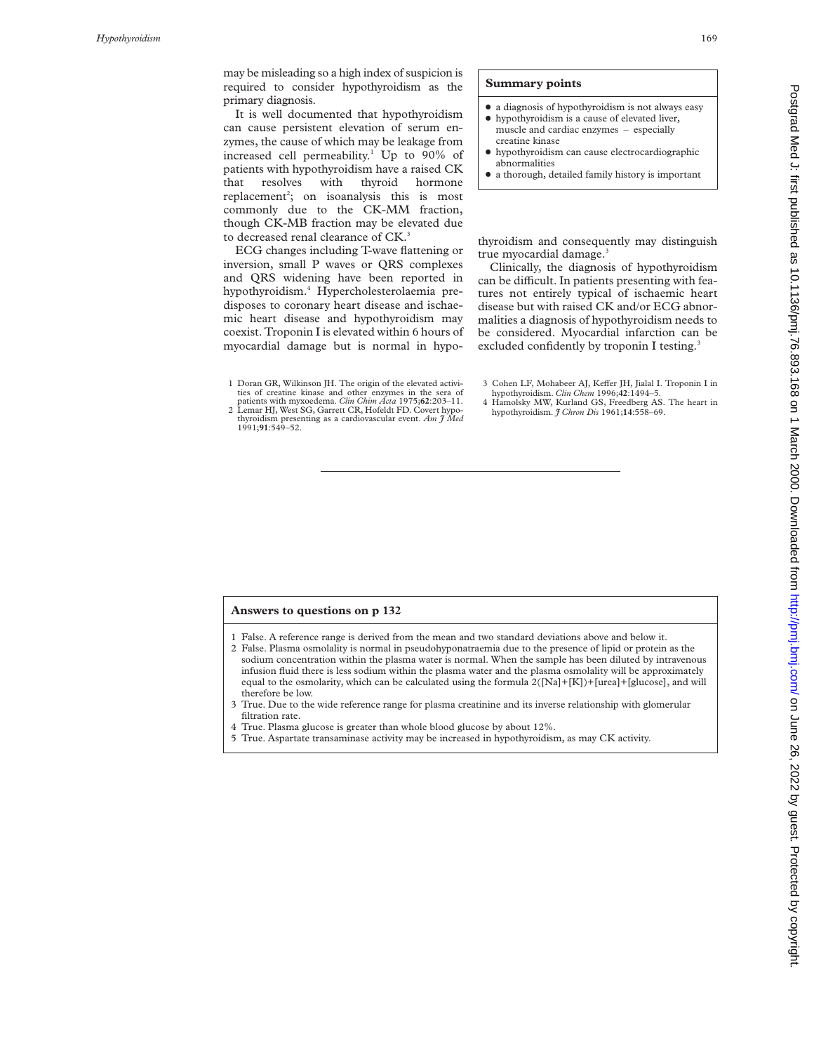may be misleading so a high index of suspicion is required to consider hypothyroidism as the primary diagnosis.

It is well documented that hypothyroidism can cause persistent elevation of serum enzymes, the cause of which may be leakage from increased cell permeability.[1] Up to 90% of patients with hypothyroidism have a raised CK that resolves with thyroid hormone replacement[2]; on isoanalysis this is most commonly due to the CK-MM fraction, though CK-MB fraction may be elevated due to decreased renal clearance of CK.[3]

ECG changes including T-wave flattening or inversion, small P waves or QRS complexes and QRS widening have been reported in hypothyroidism.[4] Hypercholesterolaemia predisposes to coronary heart disease and ischaemic heart disease and hypothyroidism may coexist. Troponin I is elevated within 6 hours of myocardial damage but is normal in hypothyroidism and consequently may distinguish true myocardial damage.[3]

Clinically, the diagnosis of hypothyroidism can be difficult. In patients presenting with features not entirely typical of ischaemic heart disease but with raised CK and/or ECG abnormalities a diagnosis of hypothyroidism needs to be considered. Myocardial infarction can be excluded confidently by troponin I testing.[3]

### Summary points

- a diagnosis of hypothyroidism is not always easy
- hypothyroidism is a cause of elevated liver, muscle and cardiac enzymes – especially creatine kinase
- hypothyroidism can cause electrocardiographic abnormalities
- a thorough, detailed family history is important

1 Doran GR, Wilkinson JH. The origin of the elevated activities of creatine kinase and other enzymes in the sera of patients with myxoedema. *Clin Chim Acta* 1975;**62**:203–11.
2 Lemar HJ, West SG, Garrett CR, Hofeldt FD. Covert hypothyroidism presenting as a cardiovascular event. *Am J Med* 1991;**91**:549–52.
3 Cohen LF, Mohabeer AJ, Keffer JH, Jialal I. Troponin I in hypothyroidism. *Clin Chem* 1996;**42**:1494–5.
4 Hamolsky MW, Kurland GS, Freedberg AS. The heart in hypothyroidism. *J Chron Dis* 1961;**14**:558–69.

### Answers to questions on p 132

1 False. A reference range is derived from the mean and two standard deviations above and below it.
2 False. Plasma osmolality is normal in pseudohyponatraemia due to the presence of lipid or protein as the sodium concentration within the plasma water is normal. When the sample has been diluted by intravenous infusion fluid there is less sodium within the plasma water and the plasma osmolality will be approximately equal to the osmolarity, which can be calculated using the formula 2([Na]+[K])+[urea]+[glucose], and will therefore be low.
3 True. Due to the wide reference range for plasma creatinine and its inverse relationship with glomerular filtration rate.
4 True. Plasma glucose is greater than whole blood glucose by about 12%.
5 True. Aspartate transaminase activity may be increased in hypothyroidism, as may CK activity.